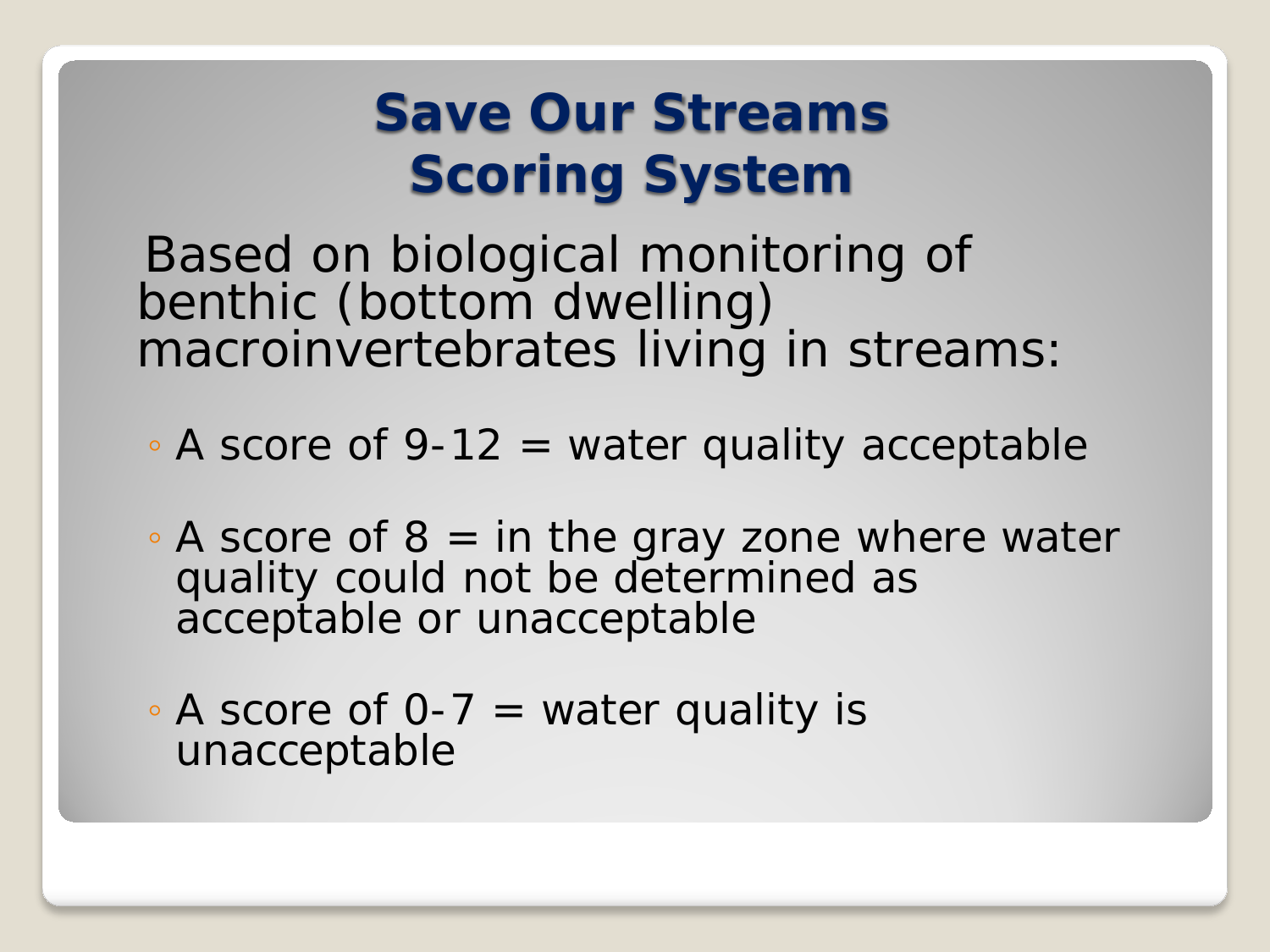# Save Our Streams Scoring System

Based on biological monitoring of benthic (bottom dwelling) macroinvertebrates living in streams:

- A score of 9-12 = water quality acceptable
- A score of 8 = in the gray zone where water quality could not be determined as acceptable or unacceptable
- A score of 0-7 = water quality is unacceptable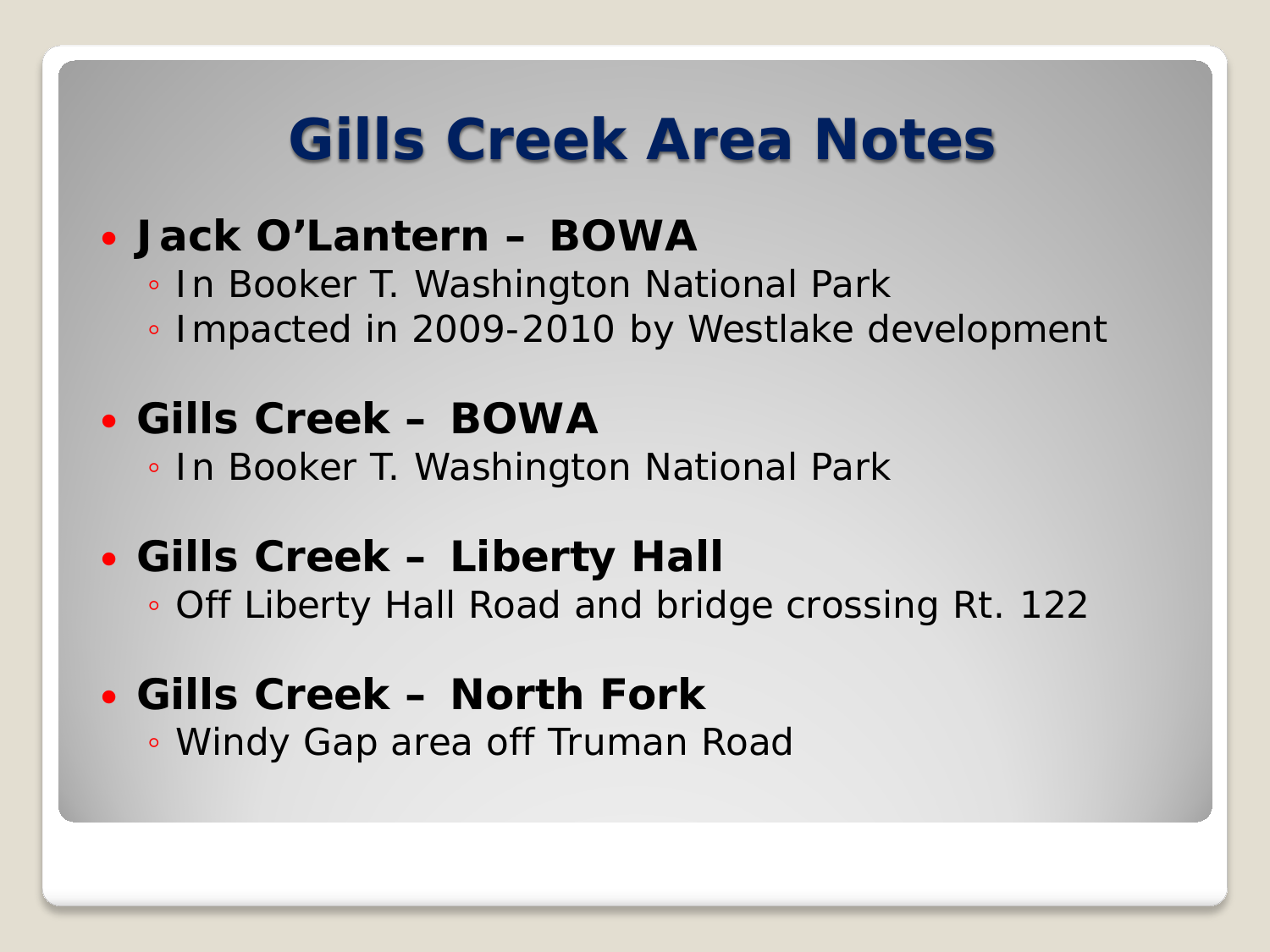# Gills Creek Area Notes

- **Jack O'Lantern – BOWA**
  - In Booker T. Washington National Park
  - Impacted in 2009-2010 by Westlake development
- **Gills Creek – BOWA**
  - In Booker T. Washington National Park
- **Gills Creek – Liberty Hall**
  - Off Liberty Hall Road and bridge crossing Rt. 122
- **Gills Creek – North Fork**
  - Windy Gap area off Truman Road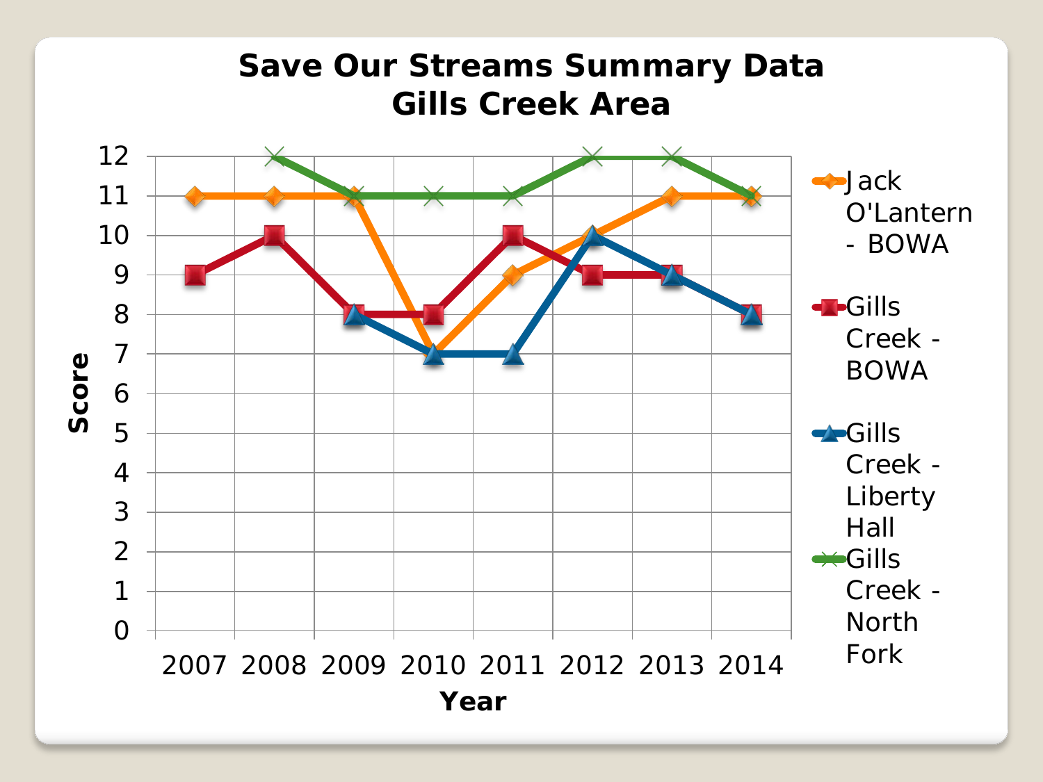# Save Our Streams Summary Data
# Gills Creek Area

Score

12
11
10
9
8
7
6
5
4
3
2
1
0

2007 2008 2009 2010 2011 2012 2013 2014

Year

Jack O'Lantern - BOWA

Gills Creek - BOWA

Gills Creek - Liberty Hall

Gills Creek - North Fork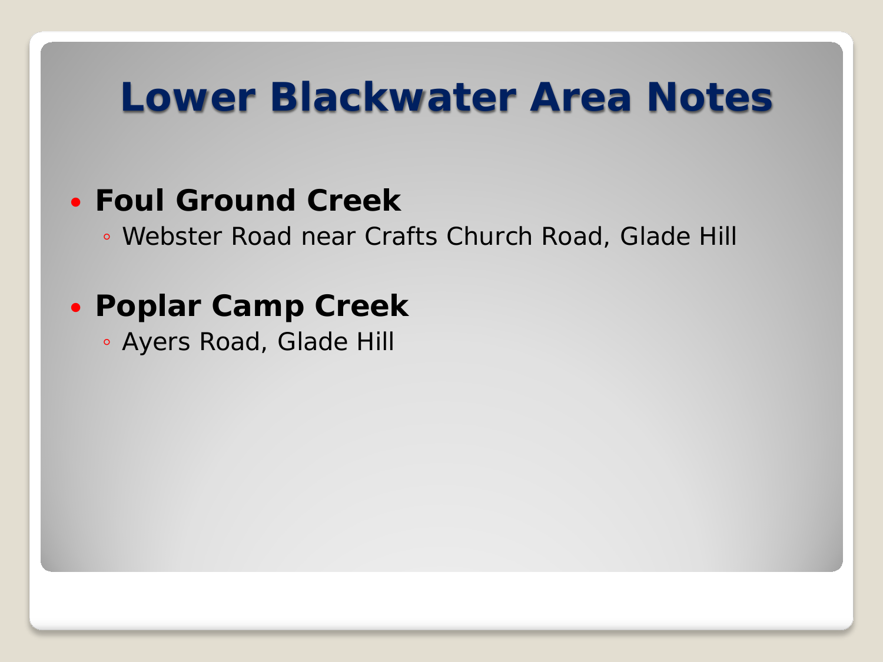# Lower Blackwater Area Notes

- **Foul Ground Creek**
  - Webster Road near Crafts Church Road, Glade Hill
- **Poplar Camp Creek**
  - Ayers Road, Glade Hill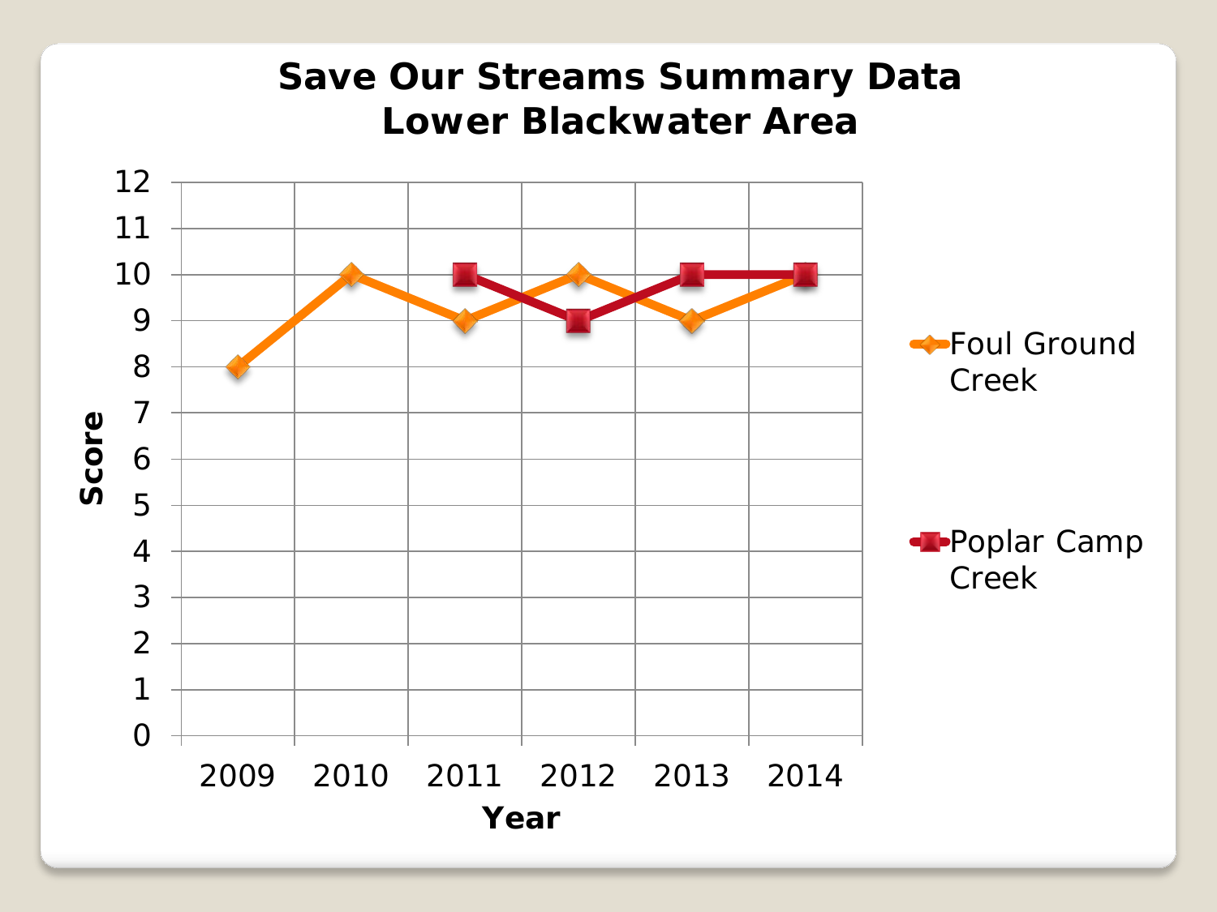# Save Our Streams Summary Data
# Lower Blackwater Area

Score

12
11
10
9
8
7
6
5
4
3
2
1
0

2009 2010 2011 2012 2013 2014

Year

Foul Ground Creek

Poplar Camp Creek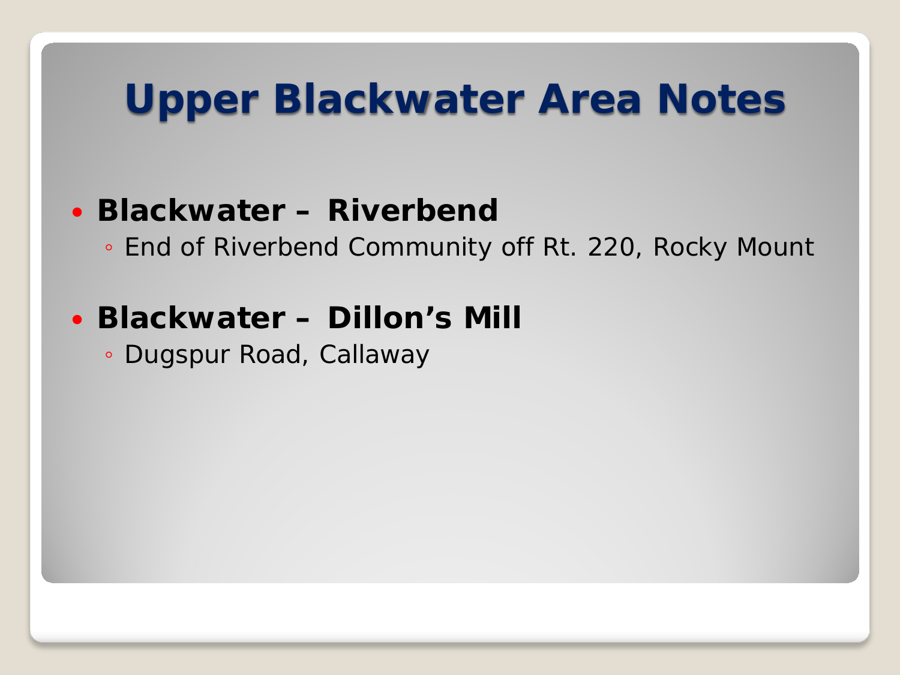# Upper Blackwater Area Notes

- **Blackwater – Riverbend**
  - End of Riverbend Community off Rt. 220, Rocky Mount
- **Blackwater – Dillon's Mill**
  - Dugspur Road, Callaway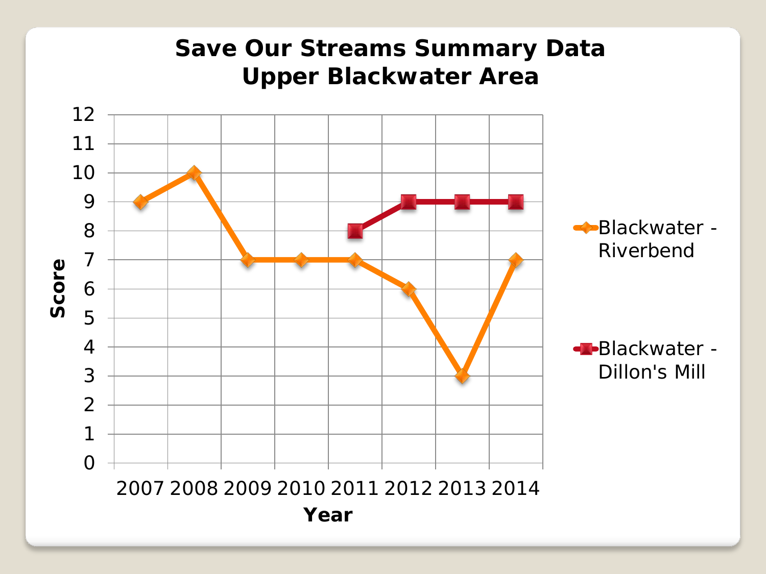Save Our Streams Summary Data
Upper Blackwater Area

Score

12
11
10
9
8
7
6
5
4
3
2
1
0

2007 2008 2009 2010 2011 2012 2013 2014

Year

Blackwater - Riverbend

Blackwater - Dillon's Mill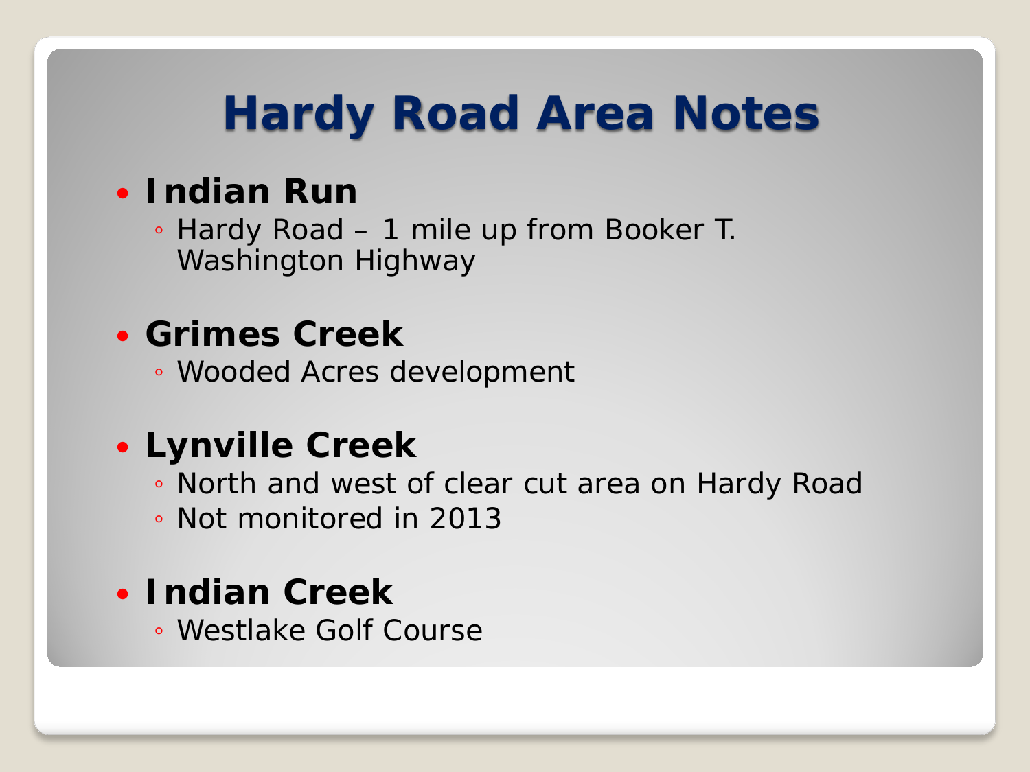# Hardy Road Area Notes

- **Indian Run**
  - Hardy Road – 1 mile up from Booker T. Washington Highway
- **Grimes Creek**
  - Wooded Acres development
- **Lynville Creek**
  - North and west of clear cut area on Hardy Road
  - Not monitored in 2013
- **Indian Creek**
  - Westlake Golf Course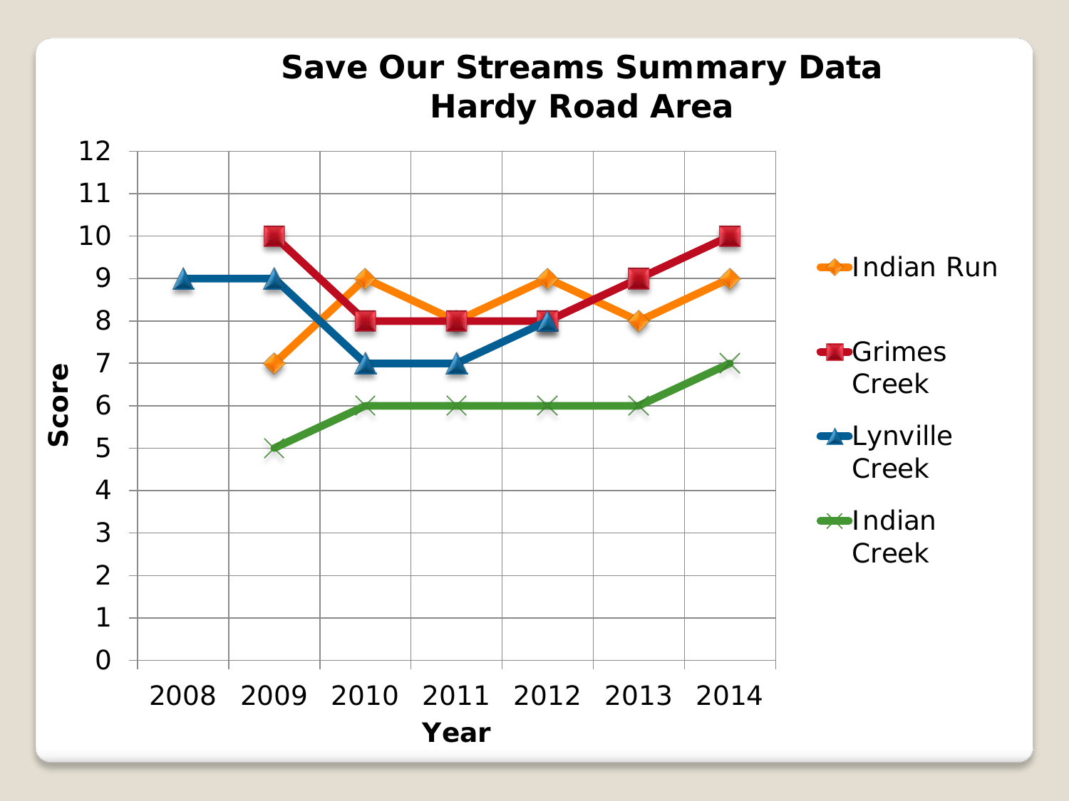# Save Our Streams Summary Data
## Hardy Road Area

| Year | Indian Run | Grimes Creek | Lynville Creek | Indian Creek |
|---|---|---|---|---|
| 2008 | | | 9 | |
| 2009 | 7 | 10 | 9 | 5 |
| 2010 | 9 | 8 | 7 | 6 |
| 2011 | 8 | 8 | 7 | 6 |
| 2012 | 9 | 8 | 8 | 6 |
| 2013 | 8 | 9 | | 6 |
| 2014 | 9 | 10 | | 7 |

Score (y-axis, 0–12) vs. Year (x-axis)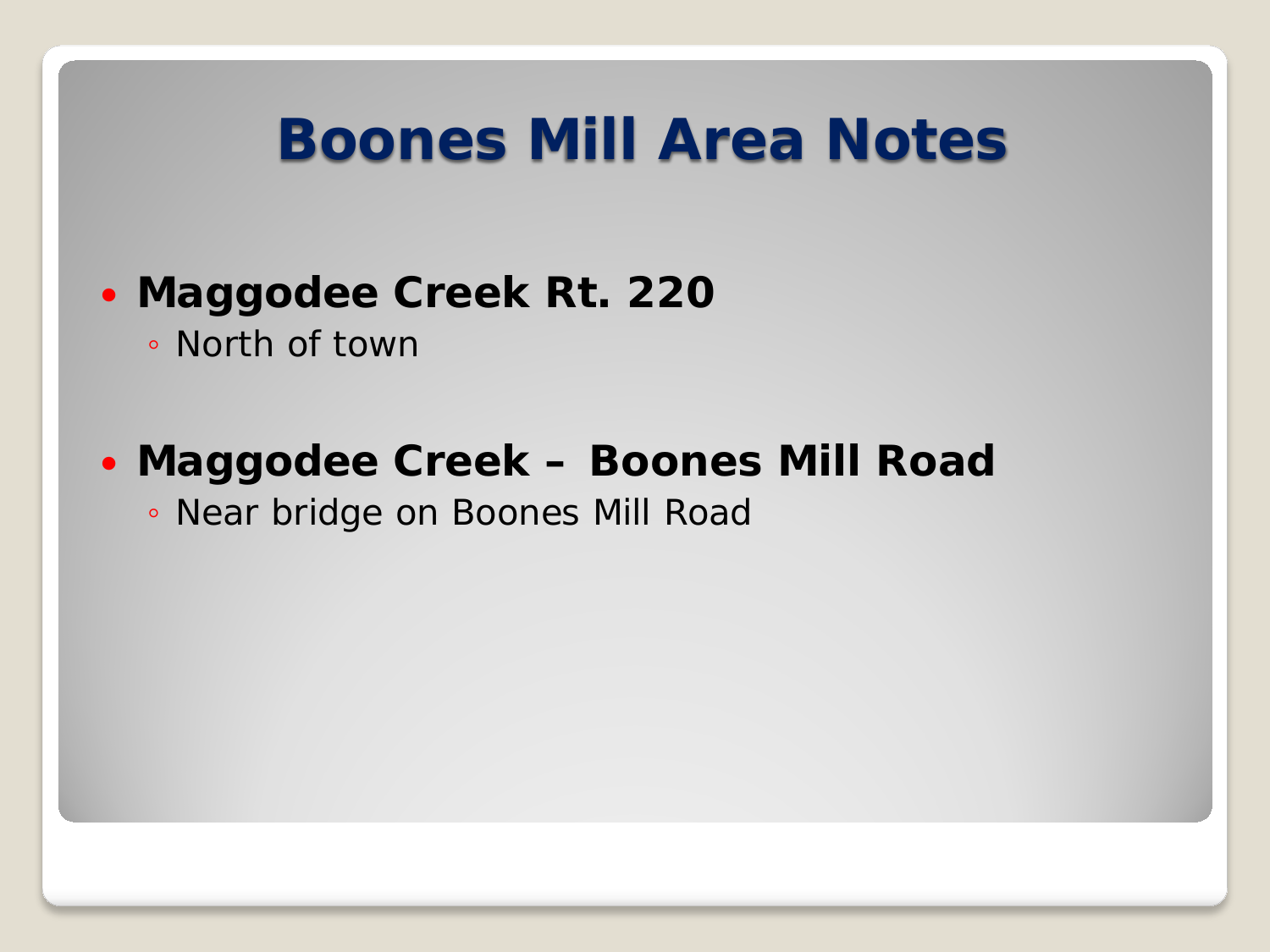# Boones Mill Area Notes

- **Maggodee Creek Rt. 220**
  - North of town

- **Maggodee Creek – Boones Mill Road**
  - Near bridge on Boones Mill Road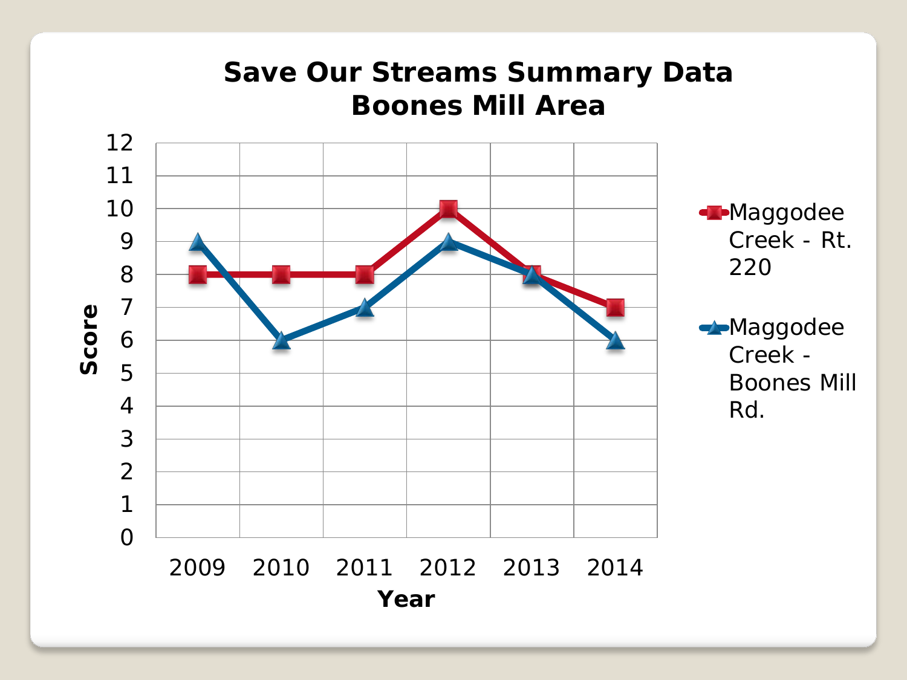# Save Our Streams Summary Data Boones Mill Area

Score

12
11
10
9
8
7
6
5
4
3
2
1
0

2009 2010 2011 2012 2013 2014

Year

Maggodee Creek - Rt. 220

Maggodee Creek - Boones Mill Rd.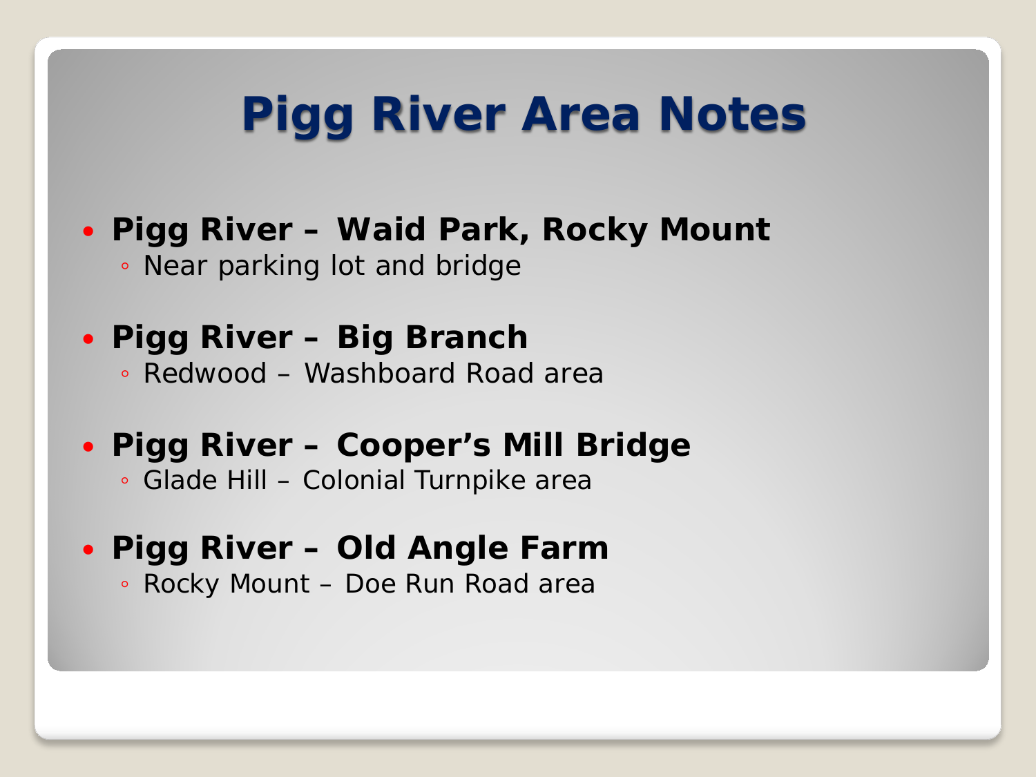# Pigg River Area Notes

- **Pigg River – Waid Park, Rocky Mount**
  - Near parking lot and bridge
- **Pigg River – Big Branch**
  - Redwood – Washboard Road area
- **Pigg River – Cooper's Mill Bridge**
  - Glade Hill – Colonial Turnpike area
- **Pigg River – Old Angle Farm**
  - Rocky Mount – Doe Run Road area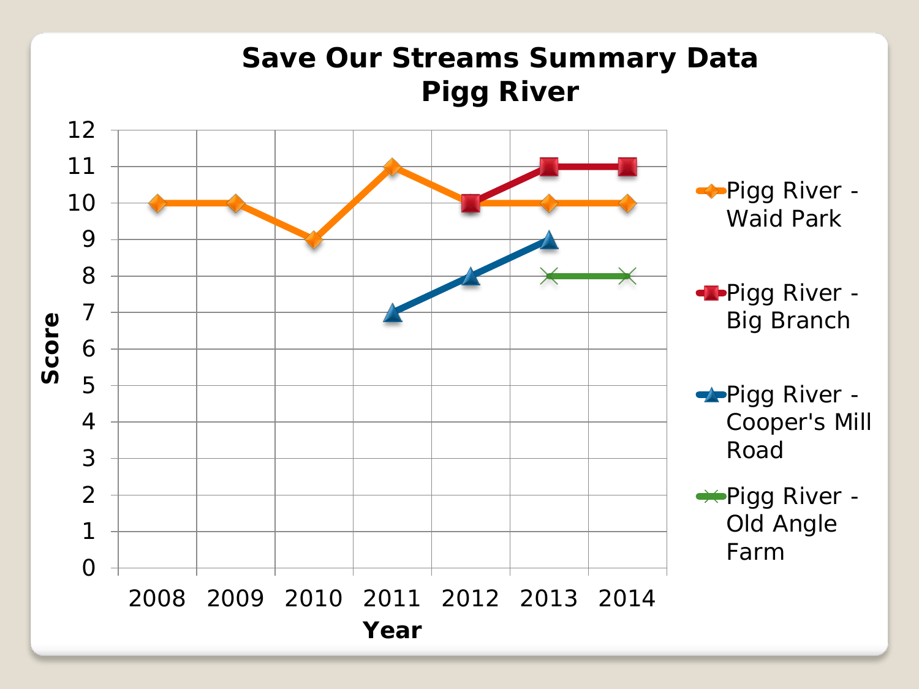# Save Our Streams Summary Data
# Pigg River

Score

12
11
10
9
8
7
6
5
4
3
2
1
0

2008 2009 2010 2011 2012 2013 2014

Year

Pigg River - Waid Park

Pigg River - Big Branch

Pigg River - Cooper's Mill Road

Pigg River - Old Angle Farm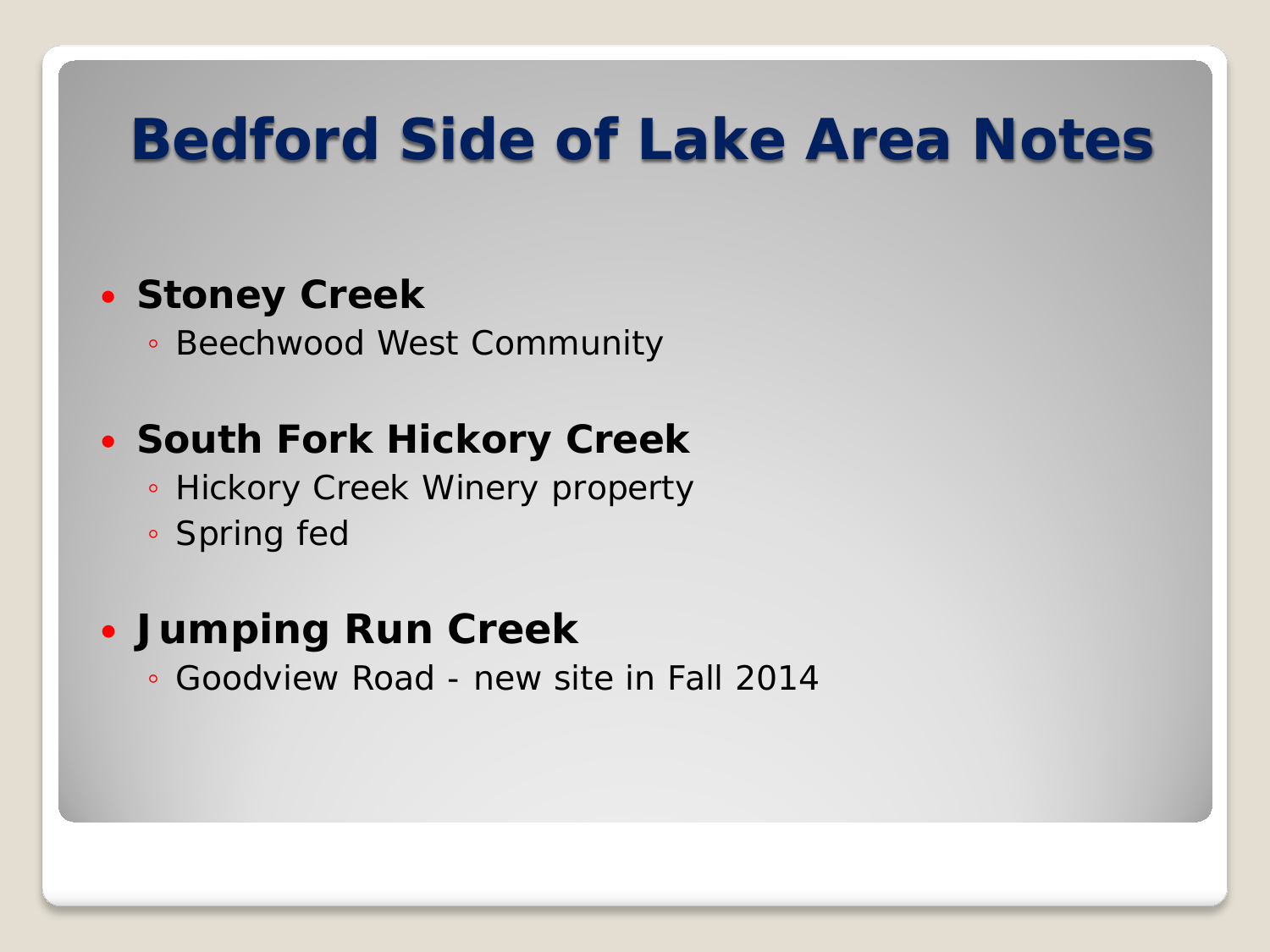# Bedford Side of Lake Area Notes

- **Stoney Creek**
  - Beechwood West Community
- **South Fork Hickory Creek**
  - Hickory Creek Winery property
  - Spring fed
- **Jumping Run Creek**
  - Goodview Road - new site in Fall 2014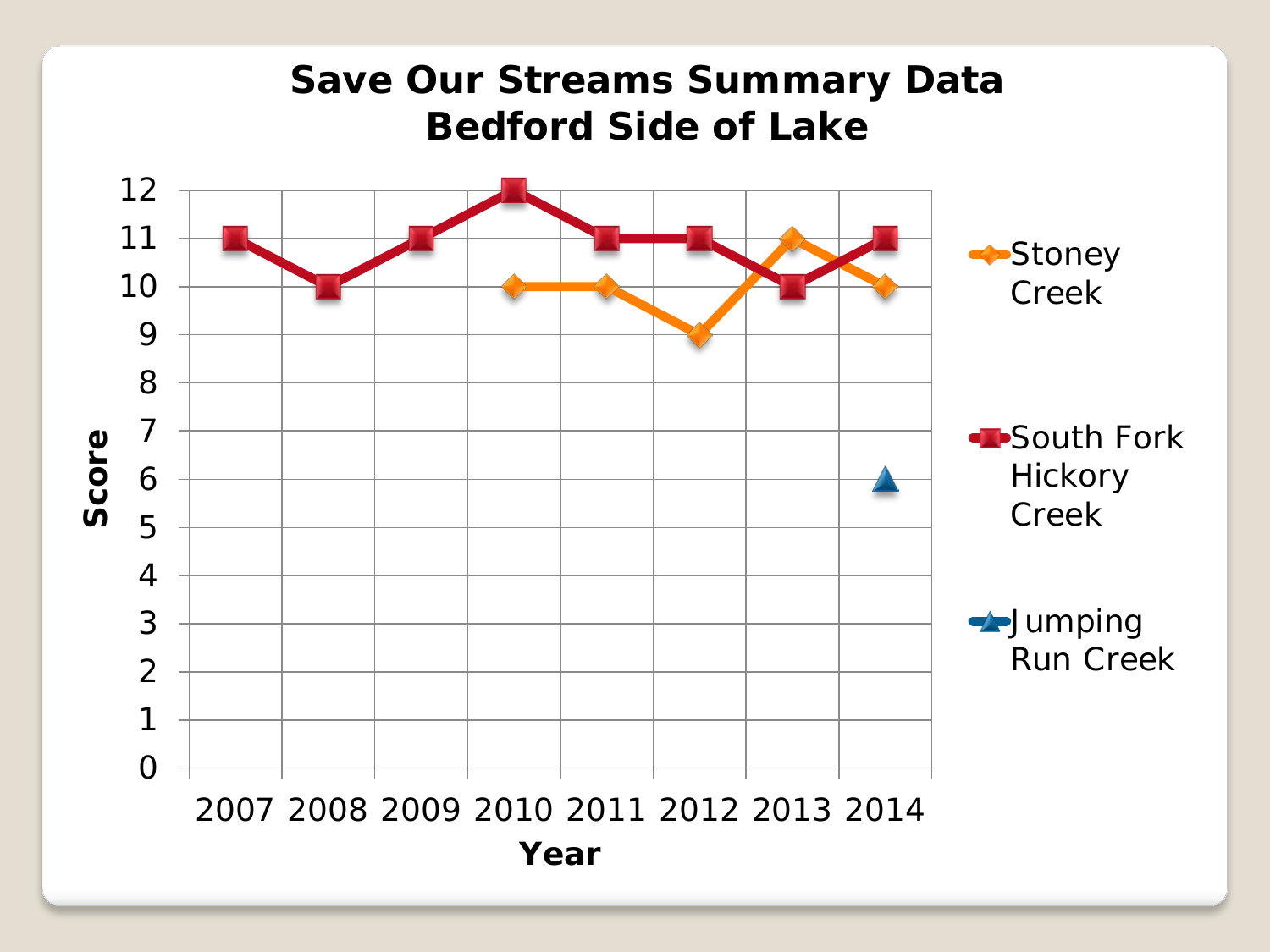# Save Our Streams Summary Data
# Bedford Side of Lake

Score

12
11
10
9
8
7
6
5
4
3
2
1
0

2007 2008 2009 2010 2011 2012 2013 2014

Year

Stoney Creek

South Fork Hickory Creek

Jumping Run Creek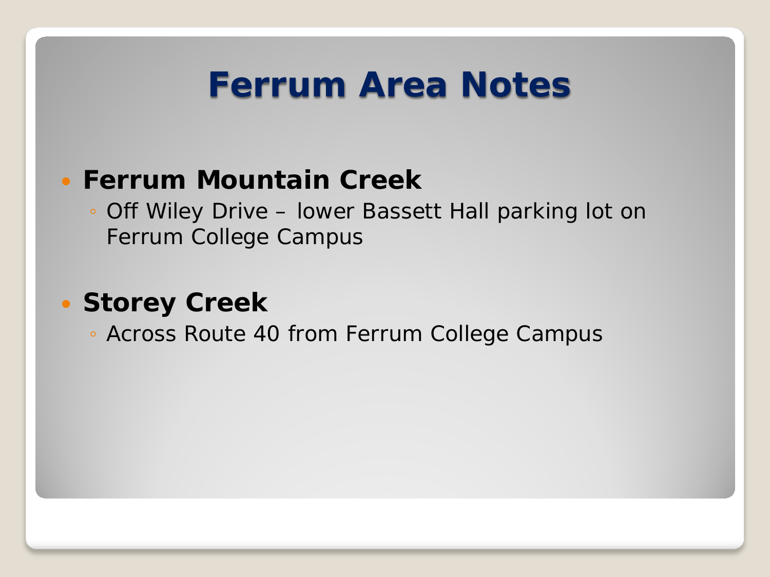# Ferrum Area Notes

- **Ferrum Mountain Creek**
  - Off Wiley Drive – lower Bassett Hall parking lot on Ferrum College Campus
- **Storey Creek**
  - Across Route 40 from Ferrum College Campus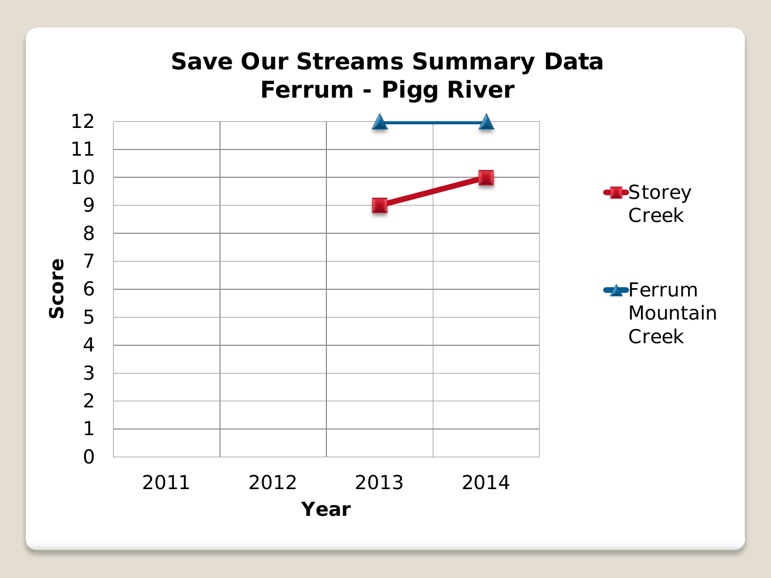**Save Our Streams Summary Data**
**Ferrum - Pigg River**

Score

12
11
10
9
8
7
6
5
4
3
2
1
0

2011
2012
2013
2014

Year

Storey Creek

Ferrum Mountain Creek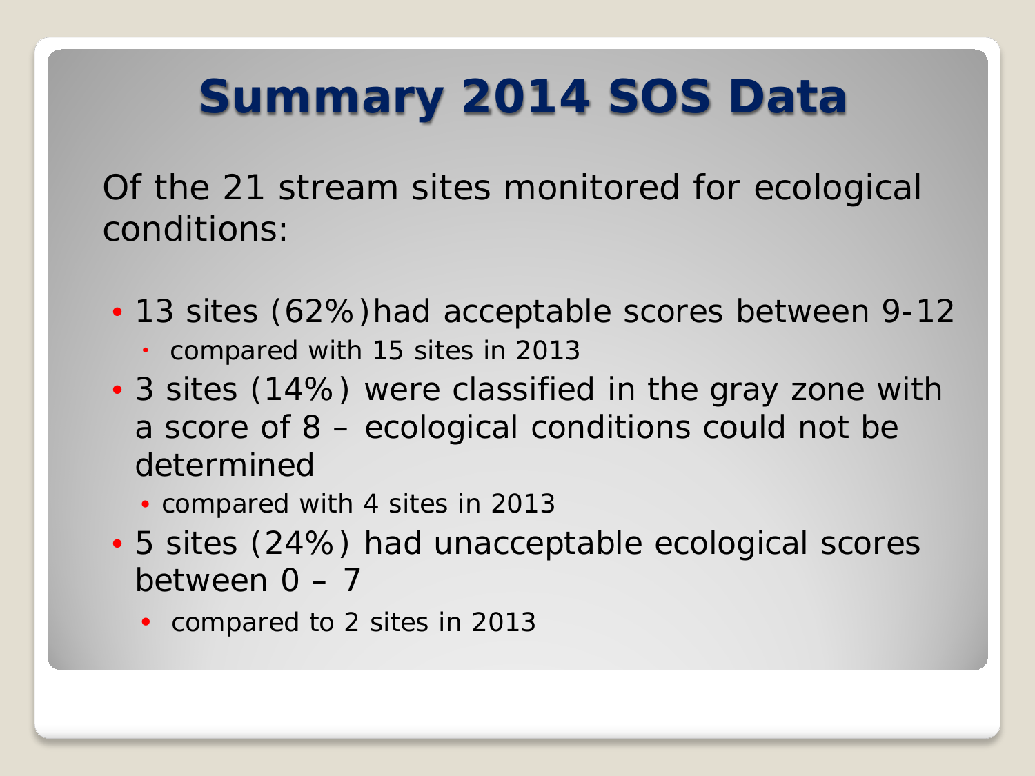# Summary 2014 SOS Data

Of the 21 stream sites monitored for ecological conditions:

- 13 sites (62%)had acceptable scores between 9-12
  - compared with 15 sites in 2013
- 3 sites (14%) were classified in the gray zone with a score of 8 – ecological conditions could not be determined
  - compared with 4 sites in 2013
- 5 sites (24%) had unacceptable ecological scores between 0 – 7
  - compared to 2 sites in 2013